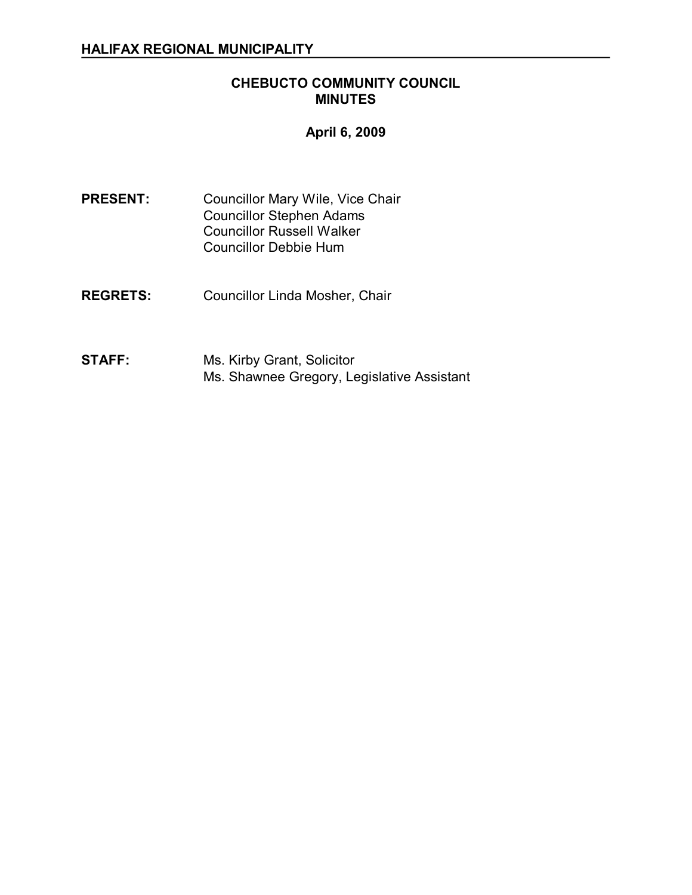**HALIFAX REGIONAL MUNICIPALITY**

# CHEBUCTO COMMUNITY COUNCIL MINUTES

**April 6, 2009**

**PRESENT:** Councillor Mary Wile, Vice Chair
Councillor Stephen Adams
Councillor Russell Walker
Councillor Debbie Hum

**REGRETS:** Councillor Linda Mosher, Chair

**STAFF:** Ms. Kirby Grant, Solicitor
Ms. Shawnee Gregory, Legislative Assistant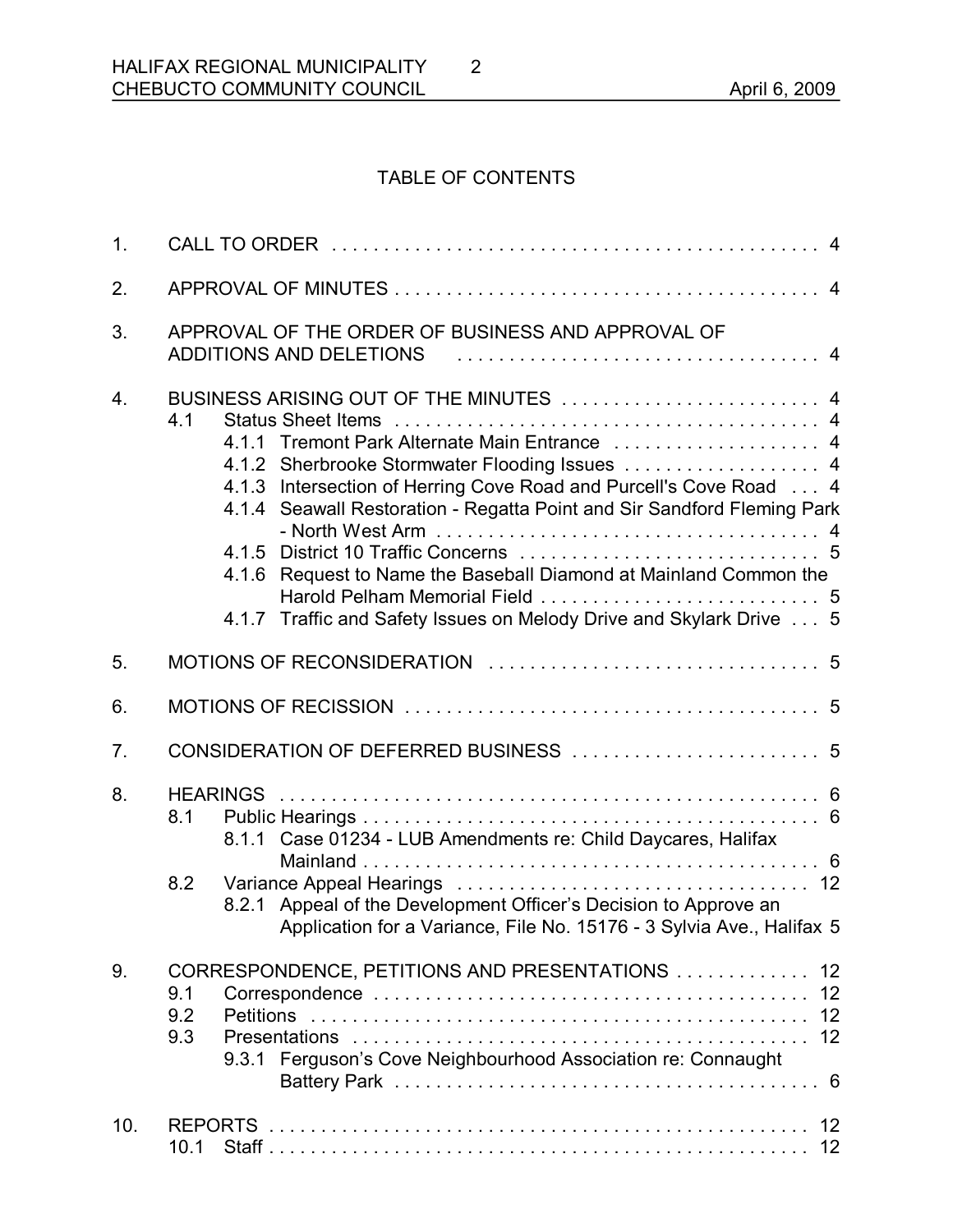## TABLE OF CONTENTS

1. CALL TO ORDER . . . . . . . . . . . . . . . . . . . . . . . . . . . . . . . . . . . . . . . . . . . . . . . 4
2. APPROVAL OF MINUTES . . . . . . . . . . . . . . . . . . . . . . . . . . . . . . . . . . . . . . . . . 4
3. APPROVAL OF THE ORDER OF BUSINESS AND APPROVAL OF ADDITIONS AND DELETIONS . . . . . . . . . . . . . . . . . . . . . . . . . . . . . . . . . . . . 4
4. BUSINESS ARISING OUT OF THE MINUTES . . . . . . . . . . . . . . . . . . . . . . . . . 4
   - 4.1 Status Sheet Items . . . . . . . . . . . . . . . . . . . . . . . . . . . . . . . . . . . . . . . . . 4
     - 4.1.1 Tremont Park Alternate Main Entrance . . . . . . . . . . . . . . . . . . . . 4
     - 4.1.2 Sherbrooke Stormwater Flooding Issues . . . . . . . . . . . . . . . . . . 4
     - 4.1.3 Intersection of Herring Cove Road and Purcell's Cove Road . . . 4
     - 4.1.4 Seawall Restoration - Regatta Point and Sir Sandford Fleming Park - North West Arm . . . . . . . . . . . . . . . . . . . . . . . . . . . . . . . . . . . . 4
     - 4.1.5 District 10 Traffic Concerns . . . . . . . . . . . . . . . . . . . . . . . . . . . . . 5
     - 4.1.6 Request to Name the Baseball Diamond at Mainland Common the Harold Pelham Memorial Field . . . . . . . . . . . . . . . . . . . . . . . . . . 5
     - 4.1.7 Traffic and Safety Issues on Melody Drive and Skylark Drive . . . 5
5. MOTIONS OF RECONSIDERATION . . . . . . . . . . . . . . . . . . . . . . . . . . . . . . . . 5
6. MOTIONS OF RECISSION . . . . . . . . . . . . . . . . . . . . . . . . . . . . . . . . . . . . . . . . 5
7. CONSIDERATION OF DEFERRED BUSINESS . . . . . . . . . . . . . . . . . . . . . . . . 5
8. HEARINGS . . . . . . . . . . . . . . . . . . . . . . . . . . . . . . . . . . . . . . . . . . . . . . . . . . . . 6
   - 8.1 Public Hearings . . . . . . . . . . . . . . . . . . . . . . . . . . . . . . . . . . . . . . . . . . . . 6
     - 8.1.1 Case 01234 - LUB Amendments re: Child Daycares, Halifax Mainland . . . . . . . . . . . . . . . . . . . . . . . . . . . . . . . . . . . . . . . . . . . . 6
   - 8.2 Variance Appeal Hearings . . . . . . . . . . . . . . . . . . . . . . . . . . . . . . . . . . 12
     - 8.2.1 Appeal of the Development Officer's Decision to Approve an Application for a Variance, File No. 15176 - 3 Sylvia Ave., Halifax 5
9. CORRESPONDENCE, PETITIONS AND PRESENTATIONS . . . . . . . . . . . . . 12
   - 9.1 Correspondence . . . . . . . . . . . . . . . . . . . . . . . . . . . . . . . . . . . . . . . . . . 12
   - 9.2 Petitions . . . . . . . . . . . . . . . . . . . . . . . . . . . . . . . . . . . . . . . . . . . . . . . . 12
   - 9.3 Presentations . . . . . . . . . . . . . . . . . . . . . . . . . . . . . . . . . . . . . . . . . . . . 12
     - 9.3.1 Ferguson's Cove Neighbourhood Association re: Connaught Battery Park . . . . . . . . . . . . . . . . . . . . . . . . . . . . . . . . . . . . . . . . . 6
10. REPORTS . . . . . . . . . . . . . . . . . . . . . . . . . . . . . . . . . . . . . . . . . . . . . . . . . . . . 12
   - 10.1 Staff . . . . . . . . . . . . . . . . . . . . . . . . . . . . . . . . . . . . . . . . . . . . . . . . . . . . 12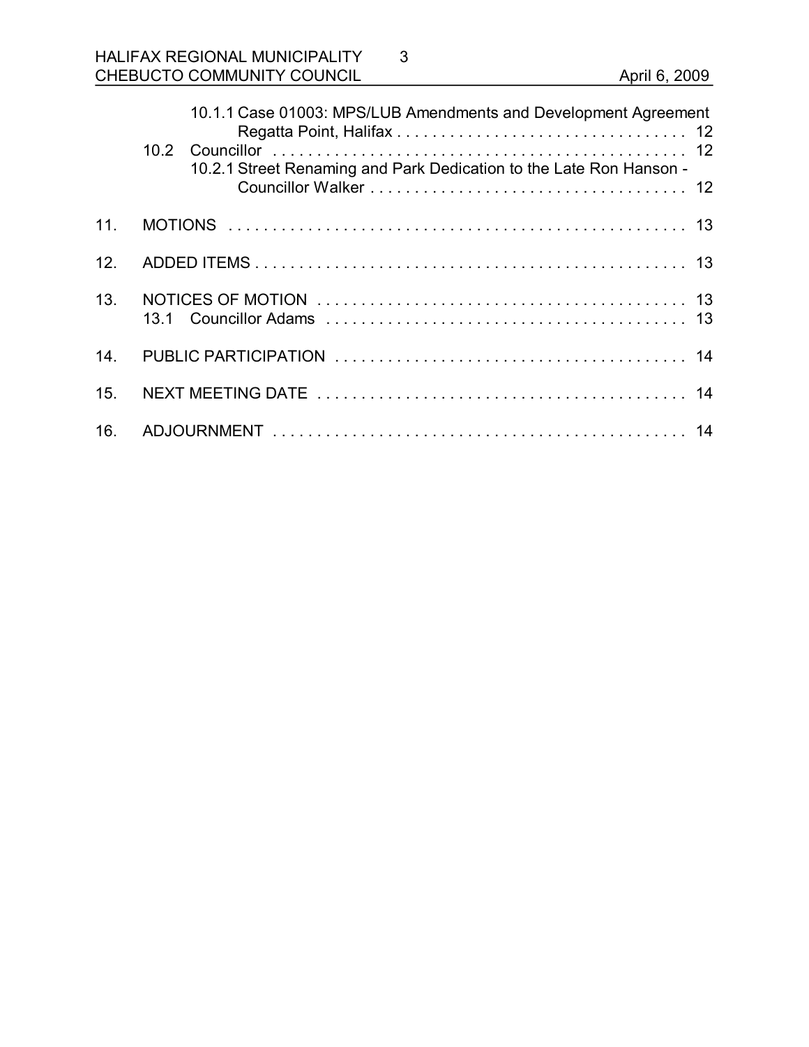10.1.1 Case 01003: MPS/LUB Amendments and Development Agreement Regatta Point, Halifax . . . . . . . . . . . . . . . . . . . . . . . . . . . . . . . . 12

10.2 Councillor . . . . . . . . . . . . . . . . . . . . . . . . . . . . . . . . . . . . . . . . . . . . . . 12

10.2.1 Street Renaming and Park Dedication to the Late Ron Hanson - Councillor Walker . . . . . . . . . . . . . . . . . . . . . . . . . . . . . . . . . . . 12

11. MOTIONS . . . . . . . . . . . . . . . . . . . . . . . . . . . . . . . . . . . . . . . . . . . . . . . . . . . 13

12. ADDED ITEMS . . . . . . . . . . . . . . . . . . . . . . . . . . . . . . . . . . . . . . . . . . . . . . . . 13

13. NOTICES OF MOTION . . . . . . . . . . . . . . . . . . . . . . . . . . . . . . . . . . . . . . . . . 13

13.1 Councillor Adams . . . . . . . . . . . . . . . . . . . . . . . . . . . . . . . . . . . . . . . . 13

14. PUBLIC PARTICIPATION . . . . . . . . . . . . . . . . . . . . . . . . . . . . . . . . . . . . . . . 14

15. NEXT MEETING DATE . . . . . . . . . . . . . . . . . . . . . . . . . . . . . . . . . . . . . . . . . 14

16. ADJOURNMENT . . . . . . . . . . . . . . . . . . . . . . . . . . . . . . . . . . . . . . . . . . . . . . 14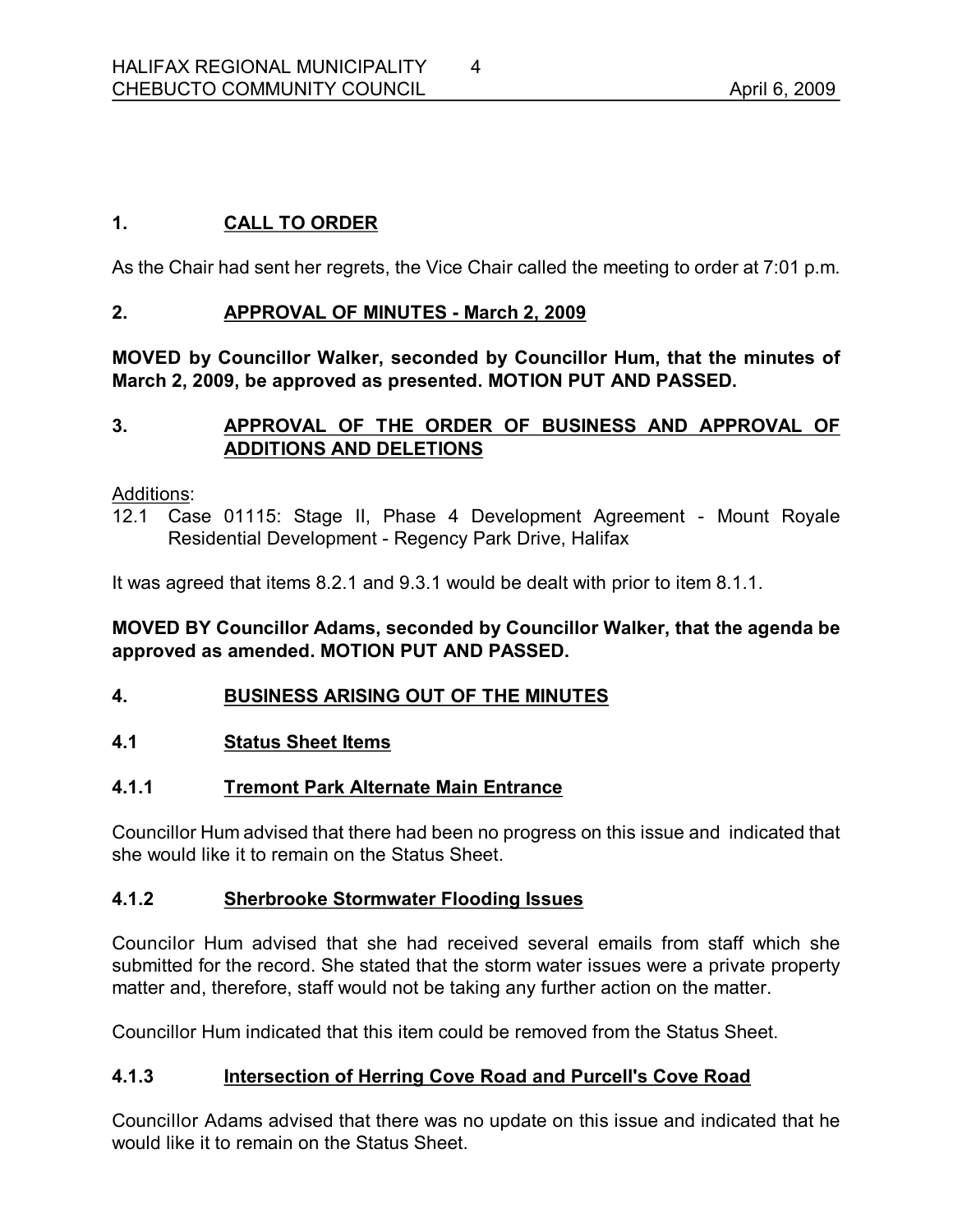## 1. CALL TO ORDER

As the Chair had sent her regrets, the Vice Chair called the meeting to order at 7:01 p.m.

## 2. APPROVAL OF MINUTES - March 2, 2009

**MOVED by Councillor Walker, seconded by Councillor Hum, that the minutes of March 2, 2009, be approved as presented. MOTION PUT AND PASSED.**

## 3. APPROVAL OF THE ORDER OF BUSINESS AND APPROVAL OF ADDITIONS AND DELETIONS

Additions:

12.1 Case 01115: Stage II, Phase 4 Development Agreement - Mount Royale Residential Development - Regency Park Drive, Halifax

It was agreed that items 8.2.1 and 9.3.1 would be dealt with prior to item 8.1.1.

**MOVED BY Councillor Adams, seconded by Councillor Walker, that the agenda be approved as amended. MOTION PUT AND PASSED.**

## 4. BUSINESS ARISING OUT OF THE MINUTES

### 4.1 Status Sheet Items

#### 4.1.1 Tremont Park Alternate Main Entrance

Councillor Hum advised that there had been no progress on this issue and indicated that she would like it to remain on the Status Sheet.

#### 4.1.2 Sherbrooke Stormwater Flooding Issues

Councilor Hum advised that she had received several emails from staff which she submitted for the record. She stated that the storm water issues were a private property matter and, therefore, staff would not be taking any further action on the matter.

Councillor Hum indicated that this item could be removed from the Status Sheet.

#### 4.1.3 Intersection of Herring Cove Road and Purcell's Cove Road

Councillor Adams advised that there was no update on this issue and indicated that he would like it to remain on the Status Sheet.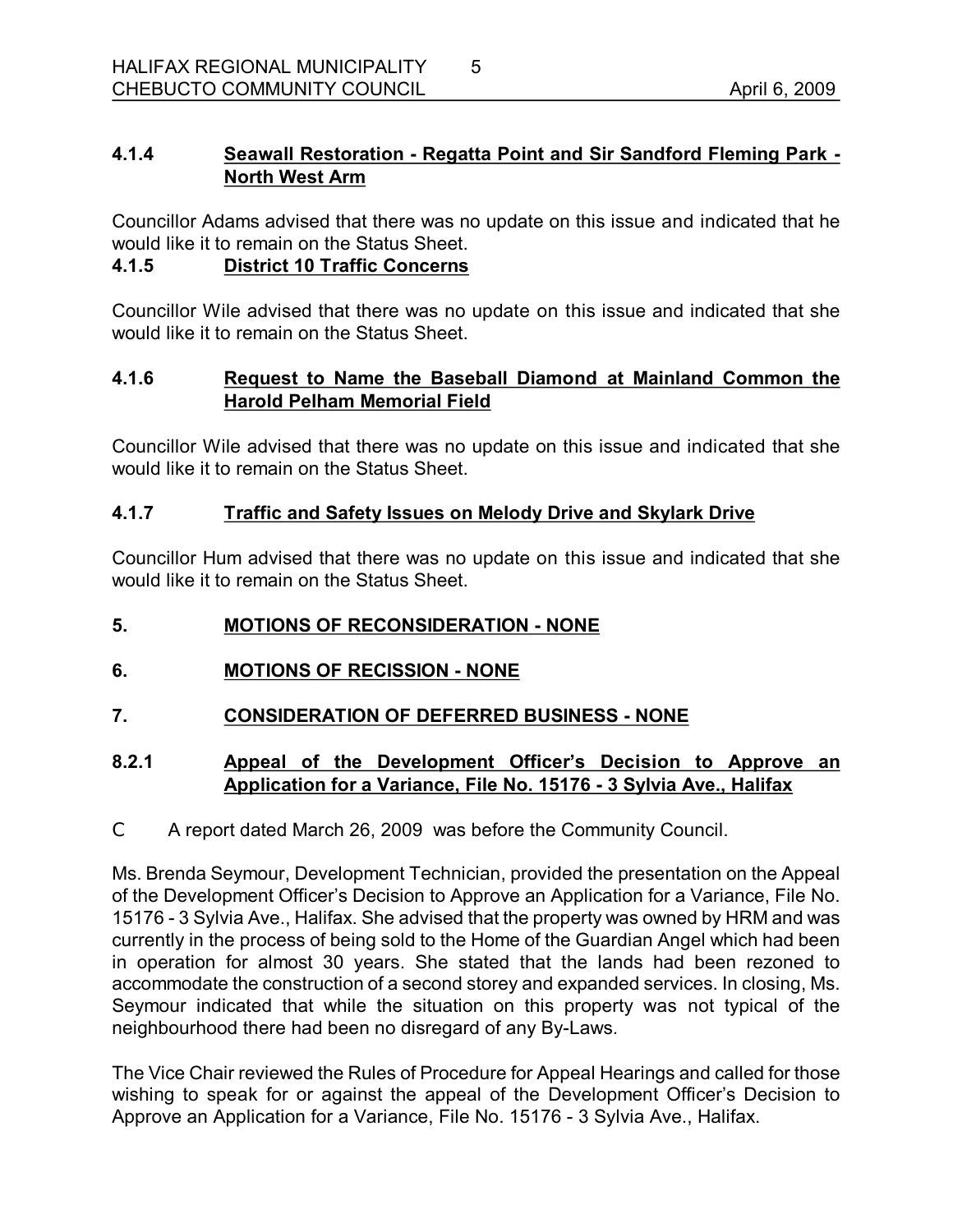#### 4.1.4 Seawall Restoration - Regatta Point and Sir Sandford Fleming Park - North West Arm

Councillor Adams advised that there was no update on this issue and indicated that he would like it to remain on the Status Sheet.

#### 4.1.5 District 10 Traffic Concerns

Councillor Wile advised that there was no update on this issue and indicated that she would like it to remain on the Status Sheet.

#### 4.1.6 Request to Name the Baseball Diamond at Mainland Common the Harold Pelham Memorial Field

Councillor Wile advised that there was no update on this issue and indicated that she would like it to remain on the Status Sheet.

#### 4.1.7 Traffic and Safety Issues on Melody Drive and Skylark Drive

Councillor Hum advised that there was no update on this issue and indicated that she would like it to remain on the Status Sheet.

## 5. MOTIONS OF RECONSIDERATION - NONE

## 6. MOTIONS OF RECISSION - NONE

## 7. CONSIDERATION OF DEFERRED BUSINESS - NONE

#### 8.2.1 Appeal of the Development Officer's Decision to Approve an Application for a Variance, File No. 15176 - 3 Sylvia Ave., Halifax

- A report dated March 26, 2009 was before the Community Council.

Ms. Brenda Seymour, Development Technician, provided the presentation on the Appeal of the Development Officer's Decision to Approve an Application for a Variance, File No. 15176 - 3 Sylvia Ave., Halifax. She advised that the property was owned by HRM and was currently in the process of being sold to the Home of the Guardian Angel which had been in operation for almost 30 years. She stated that the lands had been rezoned to accommodate the construction of a second storey and expanded services. In closing, Ms. Seymour indicated that while the situation on this property was not typical of the neighbourhood there had been no disregard of any By-Laws.

The Vice Chair reviewed the Rules of Procedure for Appeal Hearings and called for those wishing to speak for or against the appeal of the Development Officer's Decision to Approve an Application for a Variance, File No. 15176 - 3 Sylvia Ave., Halifax.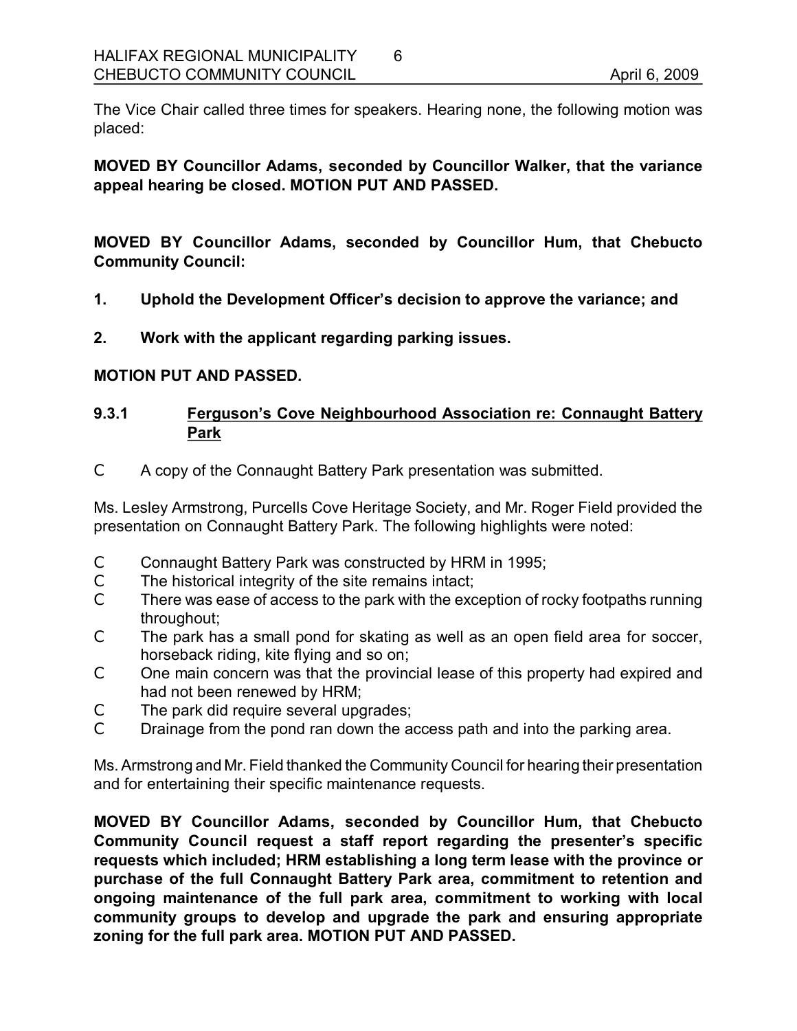The Vice Chair called three times for speakers. Hearing none, the following motion was placed:

**MOVED BY Councillor Adams, seconded by Councillor Walker, that the variance appeal hearing be closed. MOTION PUT AND PASSED.**

**MOVED BY Councillor Adams, seconded by Councillor Hum, that Chebucto Community Council:**

**1. Uphold the Development Officer's decision to approve the variance; and**

**2. Work with the applicant regarding parking issues.**

**MOTION PUT AND PASSED.**

### 9.3.1 Ferguson's Cove Neighbourhood Association re: Connaught Battery Park

- A copy of the Connaught Battery Park presentation was submitted.

Ms. Lesley Armstrong, Purcells Cove Heritage Society, and Mr. Roger Field provided the presentation on Connaught Battery Park. The following highlights were noted:

- Connaught Battery Park was constructed by HRM in 1995;
- The historical integrity of the site remains intact;
- There was ease of access to the park with the exception of rocky footpaths running throughout;
- The park has a small pond for skating as well as an open field area for soccer, horseback riding, kite flying and so on;
- One main concern was that the provincial lease of this property had expired and had not been renewed by HRM;
- The park did require several upgrades;
- Drainage from the pond ran down the access path and into the parking area.

Ms. Armstrong and Mr. Field thanked the Community Council for hearing their presentation and for entertaining their specific maintenance requests.

**MOVED BY Councillor Adams, seconded by Councillor Hum, that Chebucto Community Council request a staff report regarding the presenter's specific requests which included; HRM establishing a long term lease with the province or purchase of the full Connaught Battery Park area, commitment to retention and ongoing maintenance of the full park area, commitment to working with local community groups to develop and upgrade the park and ensuring appropriate zoning for the full park area. MOTION PUT AND PASSED.**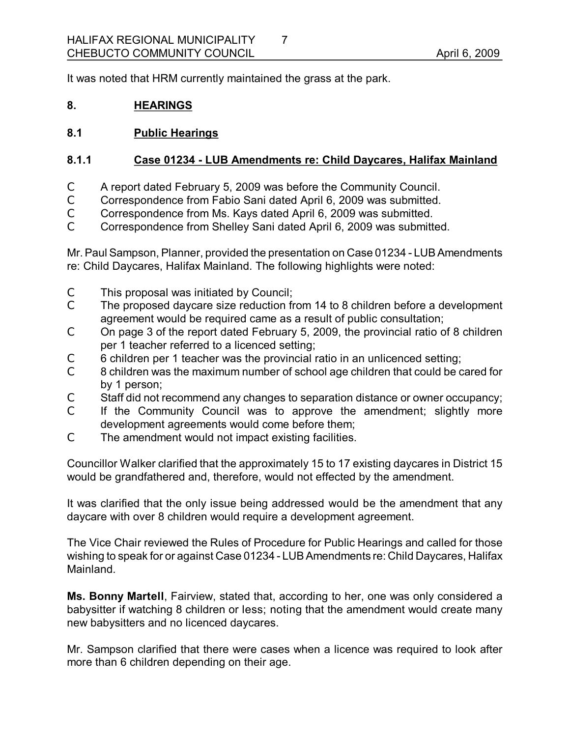It was noted that HRM currently maintained the grass at the park.

## 8. HEARINGS

### 8.1 Public Hearings

#### 8.1.1 Case 01234 - LUB Amendments re: Child Daycares, Halifax Mainland

- A report dated February 5, 2009 was before the Community Council.
- Correspondence from Fabio Sani dated April 6, 2009 was submitted.
- Correspondence from Ms. Kays dated April 6, 2009 was submitted.
- Correspondence from Shelley Sani dated April 6, 2009 was submitted.

Mr. Paul Sampson, Planner, provided the presentation on Case 01234 - LUB Amendments re: Child Daycares, Halifax Mainland. The following highlights were noted:

- This proposal was initiated by Council;
- The proposed daycare size reduction from 14 to 8 children before a development agreement would be required came as a result of public consultation;
- On page 3 of the report dated February 5, 2009, the provincial ratio of 8 children per 1 teacher referred to a licenced setting;
- 6 children per 1 teacher was the provincial ratio in an unlicenced setting;
- 8 children was the maximum number of school age children that could be cared for by 1 person;
- Staff did not recommend any changes to separation distance or owner occupancy;
- If the Community Council was to approve the amendment; slightly more development agreements would come before them;
- The amendment would not impact existing facilities.

Councillor Walker clarified that the approximately 15 to 17 existing daycares in District 15 would be grandfathered and, therefore, would not effected by the amendment.

It was clarified that the only issue being addressed would be the amendment that any daycare with over 8 children would require a development agreement.

The Vice Chair reviewed the Rules of Procedure for Public Hearings and called for those wishing to speak for or against Case 01234 - LUB Amendments re: Child Daycares, Halifax Mainland.

**Ms. Bonny Martell**, Fairview, stated that, according to her, one was only considered a babysitter if watching 8 children or less; noting that the amendment would create many new babysitters and no licenced daycares.

Mr. Sampson clarified that there were cases when a licence was required to look after more than 6 children depending on their age.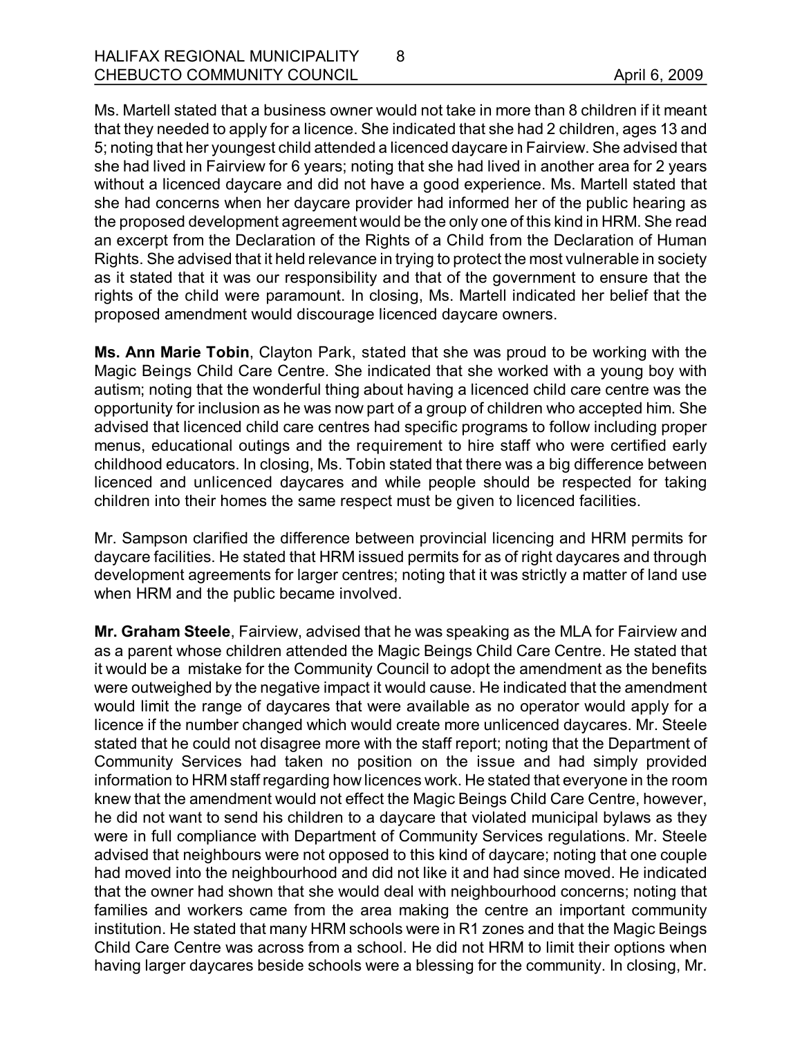Ms. Martell stated that a business owner would not take in more than 8 children if it meant that they needed to apply for a licence. She indicated that she had 2 children, ages 13 and 5; noting that her youngest child attended a licenced daycare in Fairview. She advised that she had lived in Fairview for 6 years; noting that she had lived in another area for 2 years without a licenced daycare and did not have a good experience. Ms. Martell stated that she had concerns when her daycare provider had informed her of the public hearing as the proposed development agreement would be the only one of this kind in HRM. She read an excerpt from the Declaration of the Rights of a Child from the Declaration of Human Rights. She advised that it held relevance in trying to protect the most vulnerable in society as it stated that it was our responsibility and that of the government to ensure that the rights of the child were paramount. In closing, Ms. Martell indicated her belief that the proposed amendment would discourage licenced daycare owners.

**Ms. Ann Marie Tobin**, Clayton Park, stated that she was proud to be working with the Magic Beings Child Care Centre. She indicated that she worked with a young boy with autism; noting that the wonderful thing about having a licenced child care centre was the opportunity for inclusion as he was now part of a group of children who accepted him. She advised that licenced child care centres had specific programs to follow including proper menus, educational outings and the requirement to hire staff who were certified early childhood educators. In closing, Ms. Tobin stated that there was a big difference between licenced and unlicenced daycares and while people should be respected for taking children into their homes the same respect must be given to licenced facilities.

Mr. Sampson clarified the difference between provincial licencing and HRM permits for daycare facilities. He stated that HRM issued permits for as of right daycares and through development agreements for larger centres; noting that it was strictly a matter of land use when HRM and the public became involved.

**Mr. Graham Steele**, Fairview, advised that he was speaking as the MLA for Fairview and as a parent whose children attended the Magic Beings Child Care Centre. He stated that it would be a mistake for the Community Council to adopt the amendment as the benefits were outweighed by the negative impact it would cause. He indicated that the amendment would limit the range of daycares that were available as no operator would apply for a licence if the number changed which would create more unlicenced daycares. Mr. Steele stated that he could not disagree more with the staff report; noting that the Department of Community Services had taken no position on the issue and had simply provided information to HRM staff regarding how licences work. He stated that everyone in the room knew that the amendment would not effect the Magic Beings Child Care Centre, however, he did not want to send his children to a daycare that violated municipal bylaws as they were in full compliance with Department of Community Services regulations. Mr. Steele advised that neighbours were not opposed to this kind of daycare; noting that one couple had moved into the neighbourhood and did not like it and had since moved. He indicated that the owner had shown that she would deal with neighbourhood concerns; noting that families and workers came from the area making the centre an important community institution. He stated that many HRM schools were in R1 zones and that the Magic Beings Child Care Centre was across from a school. He did not HRM to limit their options when having larger daycares beside schools were a blessing for the community. In closing, Mr.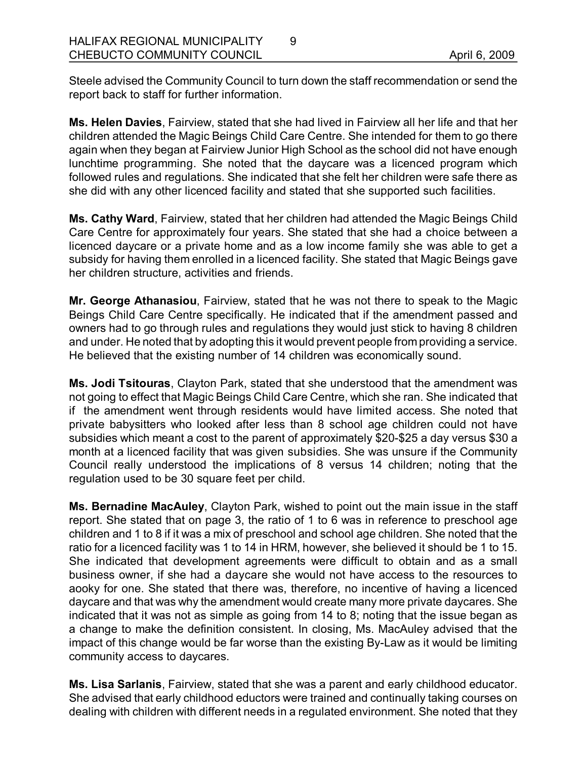Steele advised the Community Council to turn down the staff recommendation or send the report back to staff for further information.

**Ms. Helen Davies**, Fairview, stated that she had lived in Fairview all her life and that her children attended the Magic Beings Child Care Centre. She intended for them to go there again when they began at Fairview Junior High School as the school did not have enough lunchtime programming. She noted that the daycare was a licenced program which followed rules and regulations. She indicated that she felt her children were safe there as she did with any other licenced facility and stated that she supported such facilities.

**Ms. Cathy Ward**, Fairview, stated that her children had attended the Magic Beings Child Care Centre for approximately four years. She stated that she had a choice between a licenced daycare or a private home and as a low income family she was able to get a subsidy for having them enrolled in a licenced facility. She stated that Magic Beings gave her children structure, activities and friends.

**Mr. George Athanasiou**, Fairview, stated that he was not there to speak to the Magic Beings Child Care Centre specifically. He indicated that if the amendment passed and owners had to go through rules and regulations they would just stick to having 8 children and under. He noted that by adopting this it would prevent people from providing a service. He believed that the existing number of 14 children was economically sound.

**Ms. Jodi Tsitouras**, Clayton Park, stated that she understood that the amendment was not going to effect that Magic Beings Child Care Centre, which she ran. She indicated that if the amendment went through residents would have limited access. She noted that private babysitters who looked after less than 8 school age children could not have subsidies which meant a cost to the parent of approximately $20-$25 a day versus $30 a month at a licenced facility that was given subsidies. She was unsure if the Community Council really understood the implications of 8 versus 14 children; noting that the regulation used to be 30 square feet per child.

**Ms. Bernadine MacAuley**, Clayton Park, wished to point out the main issue in the staff report. She stated that on page 3, the ratio of 1 to 6 was in reference to preschool age children and 1 to 8 if it was a mix of preschool and school age children. She noted that the ratio for a licenced facility was 1 to 14 in HRM, however, she believed it should be 1 to 15. She indicated that development agreements were difficult to obtain and as a small business owner, if she had a daycare she would not have access to the resources to aooky for one. She stated that there was, therefore, no incentive of having a licenced daycare and that was why the amendment would create many more private daycares. She indicated that it was not as simple as going from 14 to 8; noting that the issue began as a change to make the definition consistent. In closing, Ms. MacAuley advised that the impact of this change would be far worse than the existing By-Law as it would be limiting community access to daycares.

**Ms. Lisa Sarlanis**, Fairview, stated that she was a parent and early childhood educator. She advised that early childhood eductors were trained and continually taking courses on dealing with children with different needs in a regulated environment. She noted that they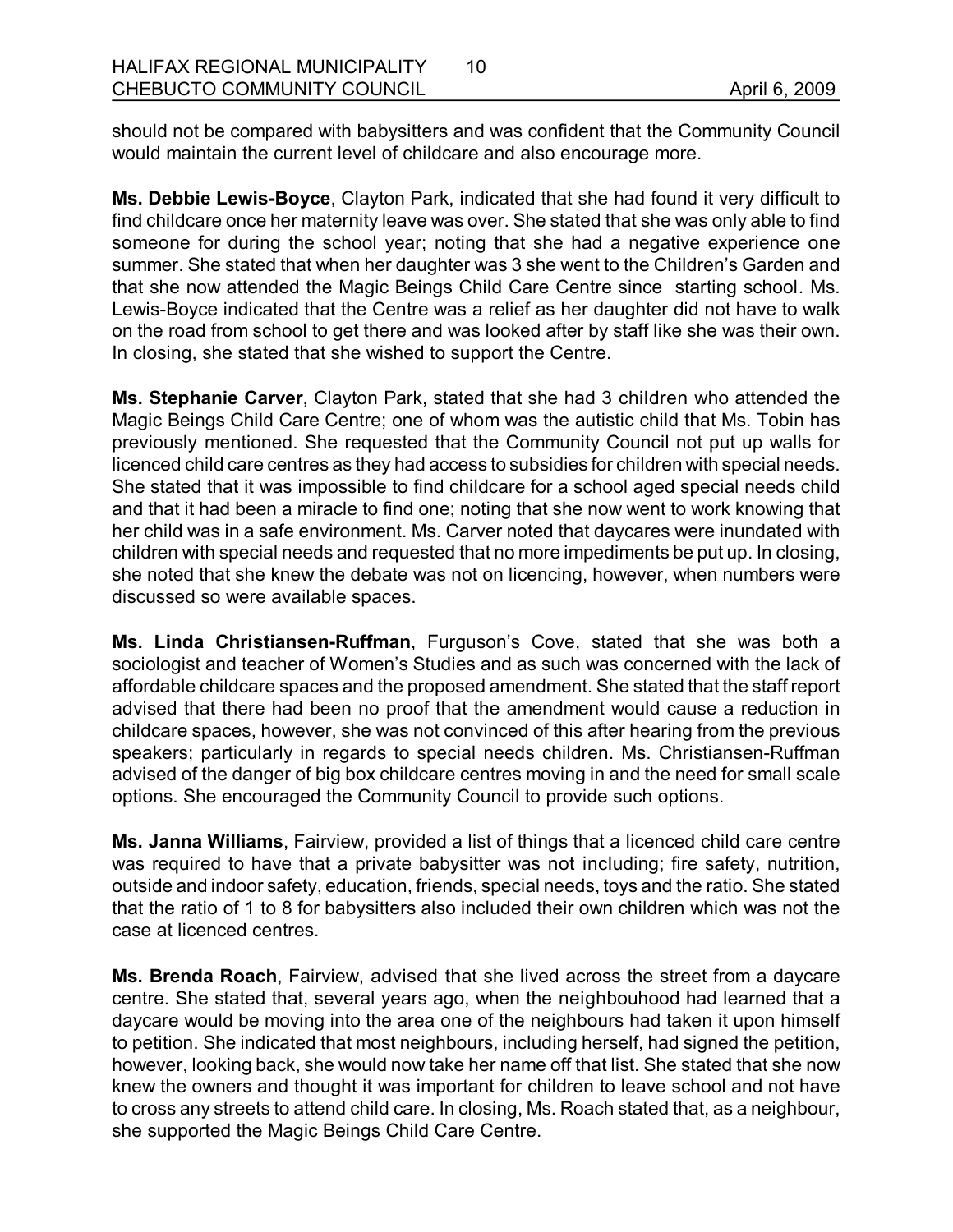should not be compared with babysitters and was confident that the Community Council would maintain the current level of childcare and also encourage more.

**Ms. Debbie Lewis-Boyce**, Clayton Park, indicated that she had found it very difficult to find childcare once her maternity leave was over. She stated that she was only able to find someone for during the school year; noting that she had a negative experience one summer. She stated that when her daughter was 3 she went to the Children's Garden and that she now attended the Magic Beings Child Care Centre since starting school. Ms. Lewis-Boyce indicated that the Centre was a relief as her daughter did not have to walk on the road from school to get there and was looked after by staff like she was their own. In closing, she stated that she wished to support the Centre.

**Ms. Stephanie Carver**, Clayton Park, stated that she had 3 children who attended the Magic Beings Child Care Centre; one of whom was the autistic child that Ms. Tobin has previously mentioned. She requested that the Community Council not put up walls for licenced child care centres as they had access to subsidies for children with special needs. She stated that it was impossible to find childcare for a school aged special needs child and that it had been a miracle to find one; noting that she now went to work knowing that her child was in a safe environment. Ms. Carver noted that daycares were inundated with children with special needs and requested that no more impediments be put up. In closing, she noted that she knew the debate was not on licencing, however, when numbers were discussed so were available spaces.

**Ms. Linda Christiansen-Ruffman**, Furguson's Cove, stated that she was both a sociologist and teacher of Women's Studies and as such was concerned with the lack of affordable childcare spaces and the proposed amendment. She stated that the staff report advised that there had been no proof that the amendment would cause a reduction in childcare spaces, however, she was not convinced of this after hearing from the previous speakers; particularly in regards to special needs children. Ms. Christiansen-Ruffman advised of the danger of big box childcare centres moving in and the need for small scale options. She encouraged the Community Council to provide such options.

**Ms. Janna Williams**, Fairview, provided a list of things that a licenced child care centre was required to have that a private babysitter was not including; fire safety, nutrition, outside and indoor safety, education, friends, special needs, toys and the ratio. She stated that the ratio of 1 to 8 for babysitters also included their own children which was not the case at licenced centres.

**Ms. Brenda Roach**, Fairview, advised that she lived across the street from a daycare centre. She stated that, several years ago, when the neighbouhood had learned that a daycare would be moving into the area one of the neighbours had taken it upon himself to petition. She indicated that most neighbours, including herself, had signed the petition, however, looking back, she would now take her name off that list. She stated that she now knew the owners and thought it was important for children to leave school and not have to cross any streets to attend child care. In closing, Ms. Roach stated that, as a neighbour, she supported the Magic Beings Child Care Centre.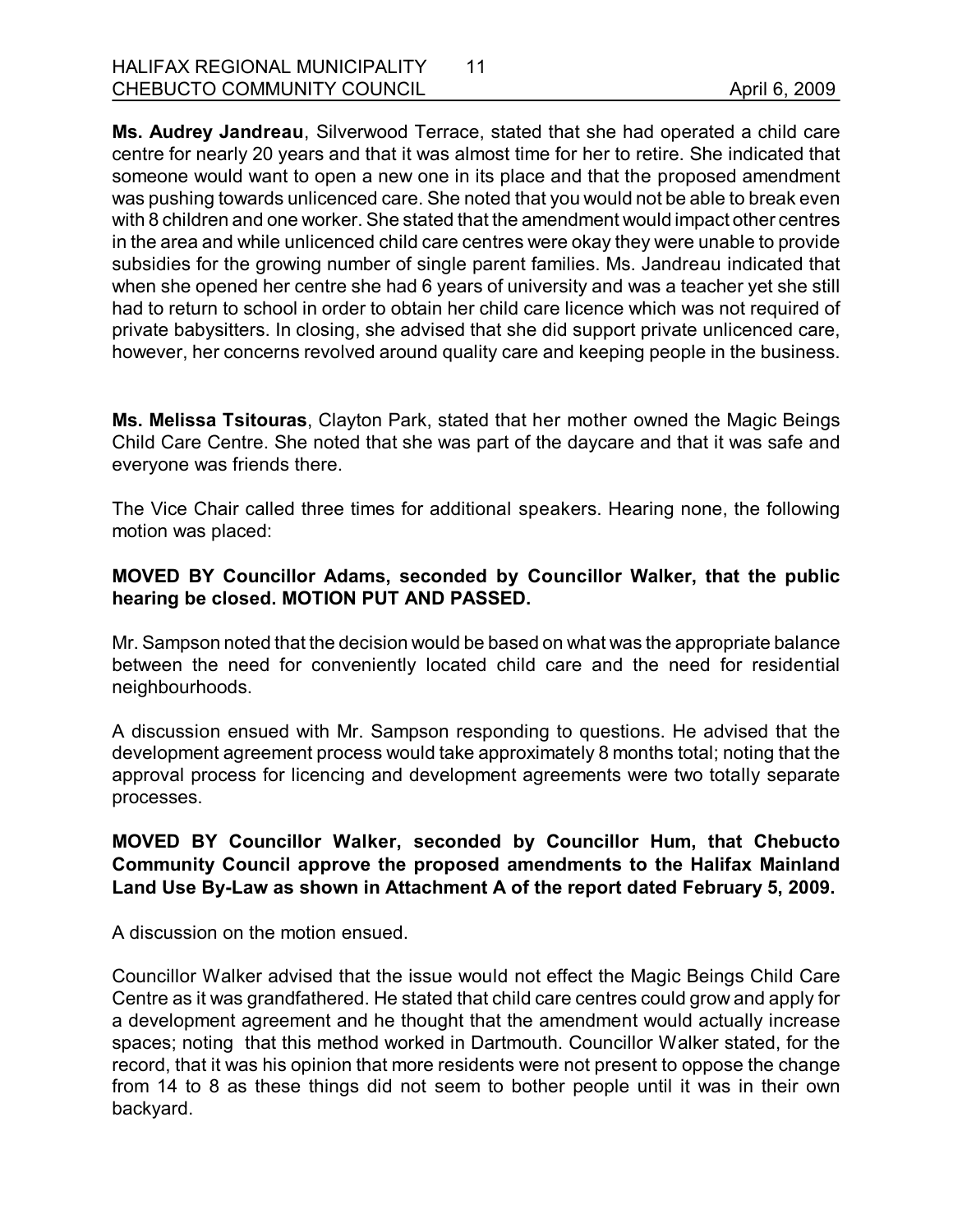**Ms. Audrey Jandreau**, Silverwood Terrace, stated that she had operated a child care centre for nearly 20 years and that it was almost time for her to retire. She indicated that someone would want to open a new one in its place and that the proposed amendment was pushing towards unlicenced care. She noted that you would not be able to break even with 8 children and one worker. She stated that the amendment would impact other centres in the area and while unlicenced child care centres were okay they were unable to provide subsidies for the growing number of single parent families. Ms. Jandreau indicated that when she opened her centre she had 6 years of university and was a teacher yet she still had to return to school in order to obtain her child care licence which was not required of private babysitters. In closing, she advised that she did support private unlicenced care, however, her concerns revolved around quality care and keeping people in the business.

**Ms. Melissa Tsitouras**, Clayton Park, stated that her mother owned the Magic Beings Child Care Centre. She noted that she was part of the daycare and that it was safe and everyone was friends there.

The Vice Chair called three times for additional speakers. Hearing none, the following motion was placed:

**MOVED BY Councillor Adams, seconded by Councillor Walker, that the public hearing be closed. MOTION PUT AND PASSED.**

Mr. Sampson noted that the decision would be based on what was the appropriate balance between the need for conveniently located child care and the need for residential neighbourhoods.

A discussion ensued with Mr. Sampson responding to questions. He advised that the development agreement process would take approximately 8 months total; noting that the approval process for licencing and development agreements were two totally separate processes.

**MOVED BY Councillor Walker, seconded by Councillor Hum, that Chebucto Community Council approve the proposed amendments to the Halifax Mainland Land Use By-Law as shown in Attachment A of the report dated February 5, 2009.**

A discussion on the motion ensued.

Councillor Walker advised that the issue would not effect the Magic Beings Child Care Centre as it was grandfathered. He stated that child care centres could grow and apply for a development agreement and he thought that the amendment would actually increase spaces; noting that this method worked in Dartmouth. Councillor Walker stated, for the record, that it was his opinion that more residents were not present to oppose the change from 14 to 8 as these things did not seem to bother people until it was in their own backyard.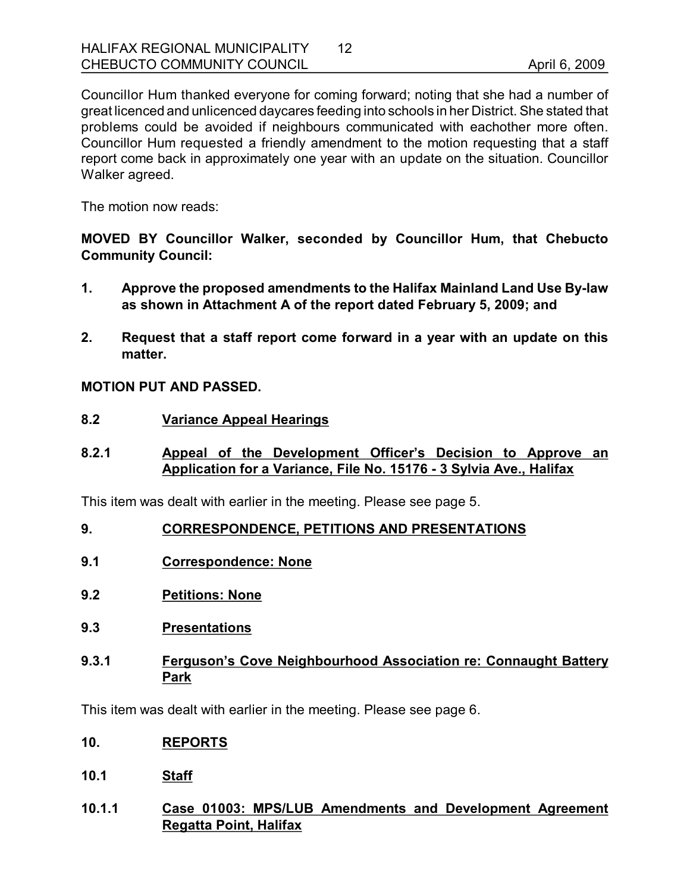Councillor Hum thanked everyone for coming forward; noting that she had a number of great licenced and unlicenced daycares feeding into schools in her District. She stated that problems could be avoided if neighbours communicated with eachother more often. Councillor Hum requested a friendly amendment to the motion requesting that a staff report come back in approximately one year with an update on the situation. Councillor Walker agreed.

The motion now reads:

**MOVED BY Councillor Walker, seconded by Councillor Hum, that Chebucto Community Council:**

1. **Approve the proposed amendments to the Halifax Mainland Land Use By-law as shown in Attachment A of the report dated February 5, 2009; and**

2. **Request that a staff report come forward in a year with an update on this matter.**

**MOTION PUT AND PASSED.**

## 8.2 Variance Appeal Hearings

### 8.2.1 Appeal of the Development Officer's Decision to Approve an Application for a Variance, File No. 15176 - 3 Sylvia Ave., Halifax

This item was dealt with earlier in the meeting. Please see page 5.

## 9. CORRESPONDENCE, PETITIONS AND PRESENTATIONS

## 9.1 Correspondence: None

## 9.2 Petitions: None

## 9.3 Presentations

### 9.3.1 Ferguson's Cove Neighbourhood Association re: Connaught Battery Park

This item was dealt with earlier in the meeting. Please see page 6.

## 10. REPORTS

## 10.1 Staff

### 10.1.1 Case 01003: MPS/LUB Amendments and Development Agreement Regatta Point, Halifax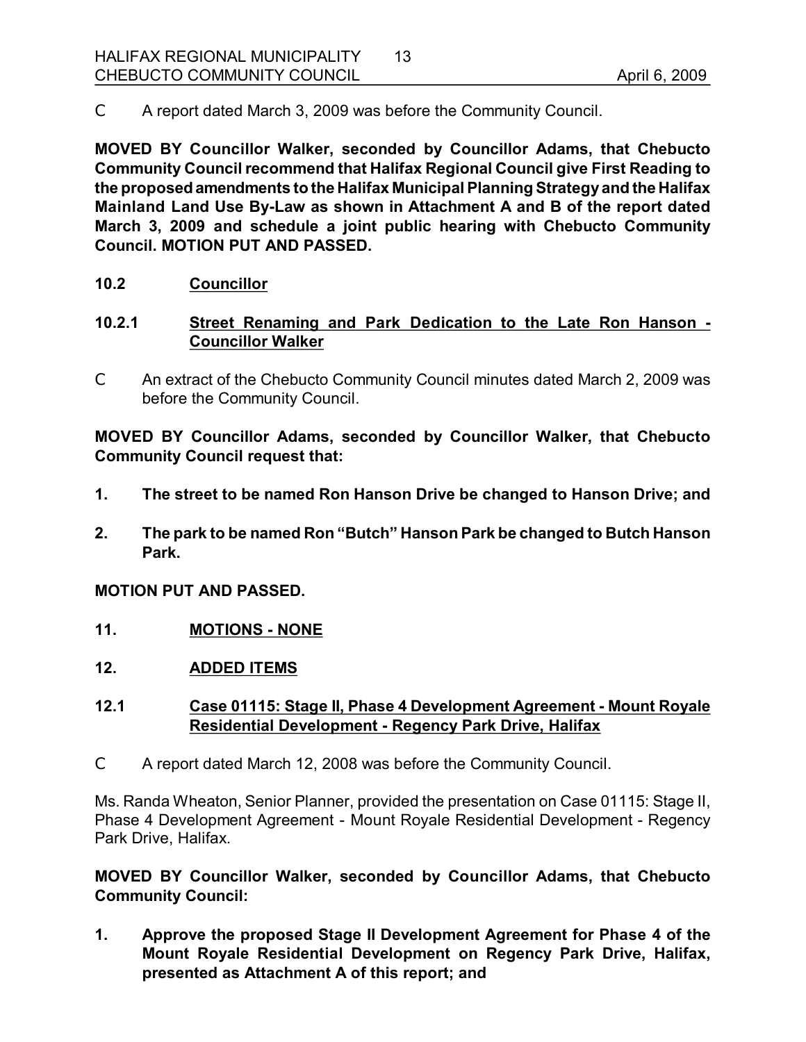C A report dated March 3, 2009 was before the Community Council.

**MOVED BY Councillor Walker, seconded by Councillor Adams, that Chebucto Community Council recommend that Halifax Regional Council give First Reading to the proposed amendments to the Halifax Municipal Planning Strategy and the Halifax Mainland Land Use By-Law as shown in Attachment A and B of the report dated March 3, 2009 and schedule a joint public hearing with Chebucto Community Council. MOTION PUT AND PASSED.**

## 10.2 Councillor

### 10.2.1 Street Renaming and Park Dedication to the Late Ron Hanson - Councillor Walker

C An extract of the Chebucto Community Council minutes dated March 2, 2009 was before the Community Council.

**MOVED BY Councillor Adams, seconded by Councillor Walker, that Chebucto Community Council request that:**

**1. The street to be named Ron Hanson Drive be changed to Hanson Drive; and**

**2. The park to be named Ron "Butch" Hanson Park be changed to Butch Hanson Park.**

**MOTION PUT AND PASSED.**

## 11. MOTIONS - NONE

## 12. ADDED ITEMS

### 12.1 Case 01115: Stage II, Phase 4 Development Agreement - Mount Royale Residential Development - Regency Park Drive, Halifax

C A report dated March 12, 2008 was before the Community Council.

Ms. Randa Wheaton, Senior Planner, provided the presentation on Case 01115: Stage II, Phase 4 Development Agreement - Mount Royale Residential Development - Regency Park Drive, Halifax.

**MOVED BY Councillor Walker, seconded by Councillor Adams, that Chebucto Community Council:**

**1. Approve the proposed Stage II Development Agreement for Phase 4 of the Mount Royale Residential Development on Regency Park Drive, Halifax, presented as Attachment A of this report; and**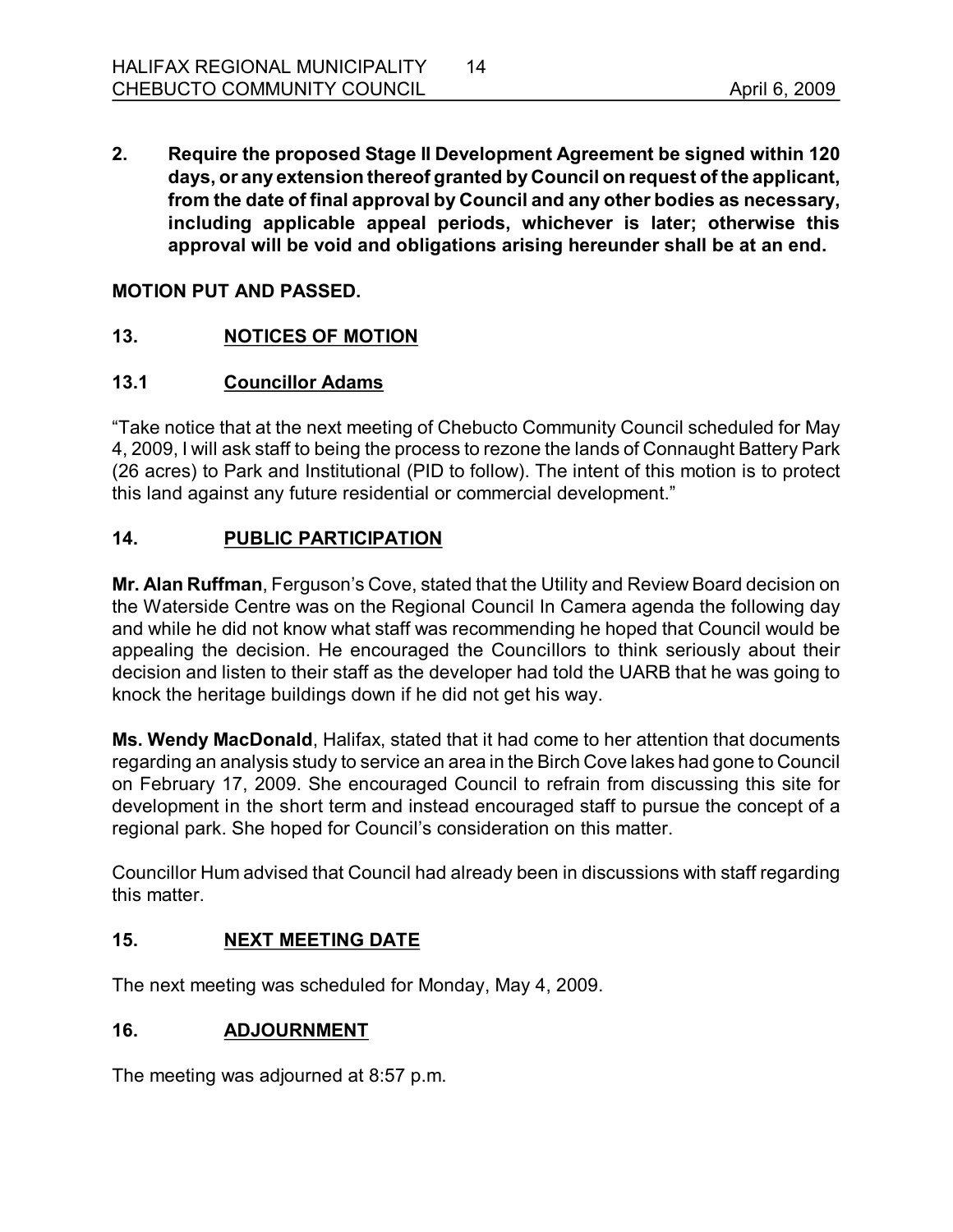**2. Require the proposed Stage II Development Agreement be signed within 120 days, or any extension thereof granted by Council on request of the applicant, from the date of final approval by Council and any other bodies as necessary, including applicable appeal periods, whichever is later; otherwise this approval will be void and obligations arising hereunder shall be at an end.**

**MOTION PUT AND PASSED.**

## 13. NOTICES OF MOTION

### 13.1 Councillor Adams

"Take notice that at the next meeting of Chebucto Community Council scheduled for May 4, 2009, I will ask staff to being the process to rezone the lands of Connaught Battery Park (26 acres) to Park and Institutional (PID to follow). The intent of this motion is to protect this land against any future residential or commercial development."

## 14. PUBLIC PARTICIPATION

**Mr. Alan Ruffman**, Ferguson's Cove, stated that the Utility and Review Board decision on the Waterside Centre was on the Regional Council In Camera agenda the following day and while he did not know what staff was recommending he hoped that Council would be appealing the decision. He encouraged the Councillors to think seriously about their decision and listen to their staff as the developer had told the UARB that he was going to knock the heritage buildings down if he did not get his way.

**Ms. Wendy MacDonald**, Halifax, stated that it had come to her attention that documents regarding an analysis study to service an area in the Birch Cove lakes had gone to Council on February 17, 2009. She encouraged Council to refrain from discussing this site for development in the short term and instead encouraged staff to pursue the concept of a regional park. She hoped for Council's consideration on this matter.

Councillor Hum advised that Council had already been in discussions with staff regarding this matter.

## 15. NEXT MEETING DATE

The next meeting was scheduled for Monday, May 4, 2009.

## 16. ADJOURNMENT

The meeting was adjourned at 8:57 p.m.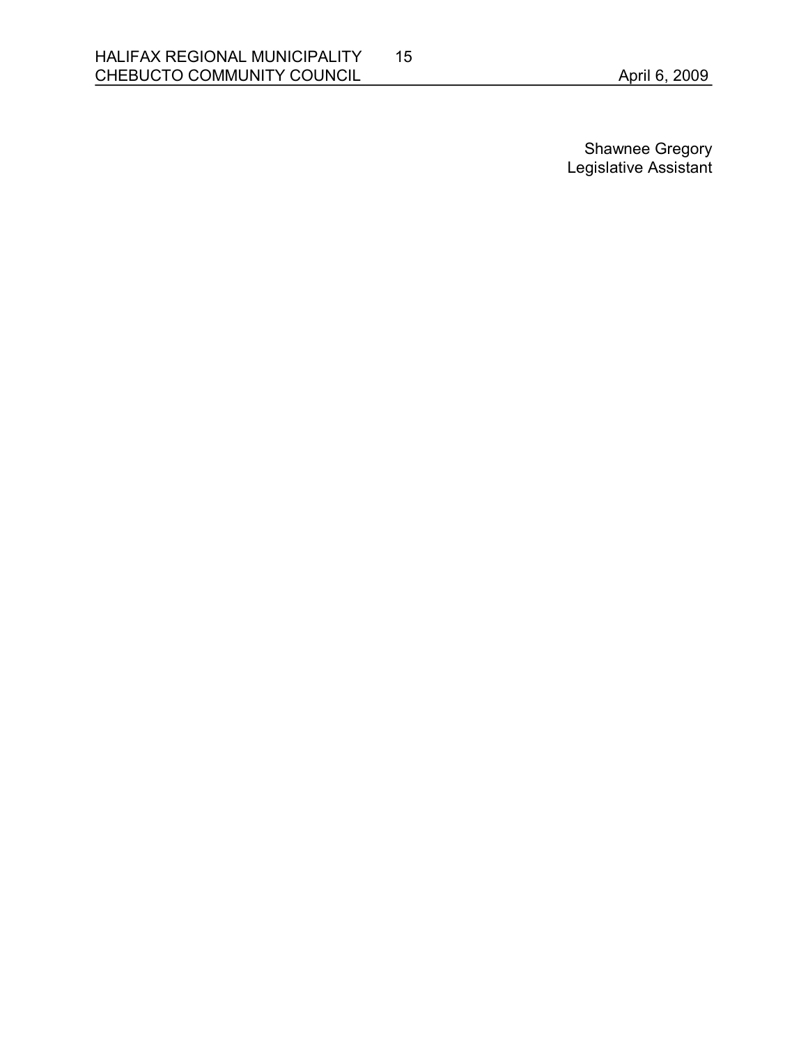Shawnee Gregory
Legislative Assistant